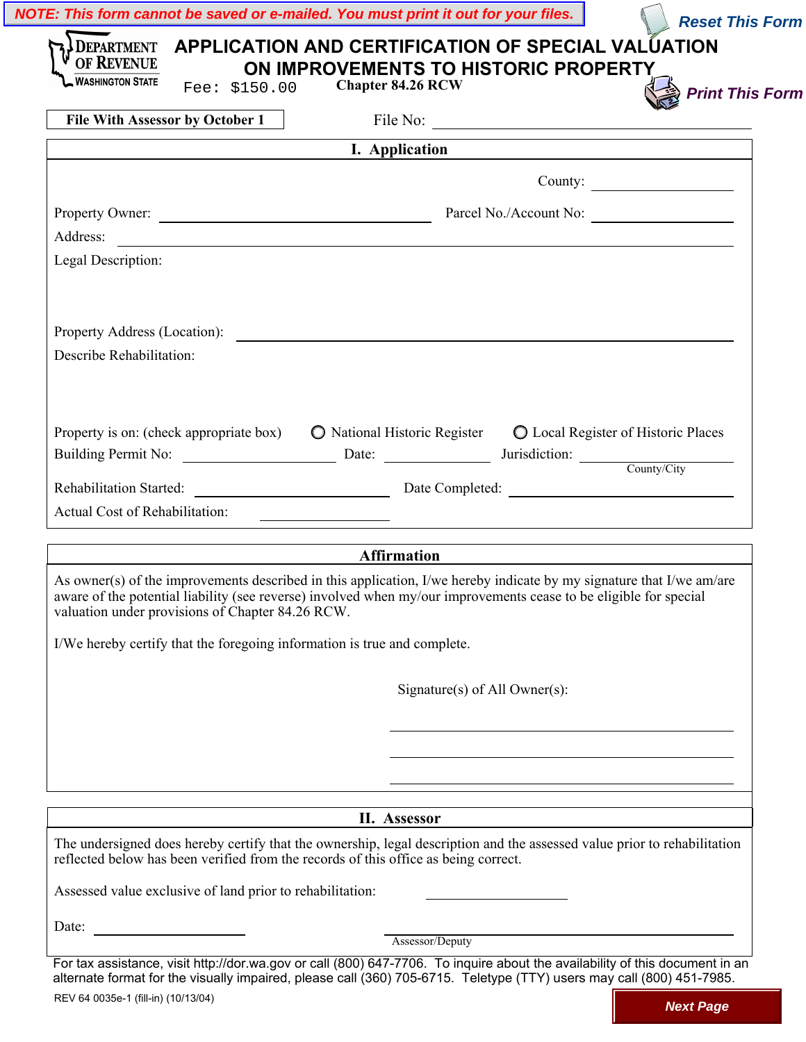**NOTE: This form cannot be saved or e-mailed. You must print it out for your files.**

Reset This Form

Department of Revenue
Washington State

# APPLICATION AND CERTIFICATION OF SPECIAL VALUATION ON IMPROVEMENTS TO HISTORIC PROPERTY

Fee: $150.00 Chapter 84.26 RCW

Print This Form

**File With Assessor by October 1** File No: \_\_\_\_\_\_\_\_\_\_\_\_\_\_\_\_\_\_\_\_

## I. Application

County: \_\_\_\_\_\_\_\_\_\_\_\_\_\_\_\_

Property Owner: \_\_\_\_\_\_\_\_\_\_\_\_\_\_\_\_\_\_\_\_\_\_\_\_\_\_\_\_ Parcel No./Account No: \_\_\_\_\_\_\_\_\_\_\_\_\_\_\_\_

Address: \_\_\_\_\_\_\_\_\_\_\_\_\_\_\_\_\_\_\_\_\_\_\_\_\_\_\_\_\_\_\_\_\_\_\_\_\_\_\_\_\_\_\_\_\_\_\_\_\_\_\_\_\_\_\_\_

Legal Description:

Property Address (Location): \_\_\_\_\_\_\_\_\_\_\_\_\_\_\_\_\_\_\_\_\_\_\_\_\_\_\_\_\_\_\_\_\_\_\_\_\_\_\_\_\_\_\_\_

Describe Rehabilitation:

Property is on: (check appropriate box) ○ National Historic Register ○ Local Register of Historic Places

Building Permit No: \_\_\_\_\_\_\_\_\_\_\_\_\_\_\_\_ Date: \_\_\_\_\_\_\_\_\_\_\_\_ Jurisdiction: \_\_\_\_\_\_\_\_\_\_\_\_\_\_\_\_ (County/City)

Rehabilitation Started: \_\_\_\_\_\_\_\_\_\_\_\_\_\_\_\_\_\_\_\_ Date Completed: \_\_\_\_\_\_\_\_\_\_\_\_\_\_\_\_\_\_\_\_

Actual Cost of Rehabilitation: \_\_\_\_\_\_\_\_\_\_\_\_\_\_\_\_

## Affirmation

As owner(s) of the improvements described in this application, I/we hereby indicate by my signature that I/we am/are aware of the potential liability (see reverse) involved when my/our improvements cease to be eligible for special valuation under provisions of Chapter 84.26 RCW.

I/We hereby certify that the foregoing information is true and complete.

Signature(s) of All Owner(s):

\_\_\_\_\_\_\_\_\_\_\_\_\_\_\_\_\_\_\_\_\_\_\_\_\_\_\_\_\_\_\_\_\_\_\_\_\_\_\_\_

\_\_\_\_\_\_\_\_\_\_\_\_\_\_\_\_\_\_\_\_\_\_\_\_\_\_\_\_\_\_\_\_\_\_\_\_\_\_\_\_

\_\_\_\_\_\_\_\_\_\_\_\_\_\_\_\_\_\_\_\_\_\_\_\_\_\_\_\_\_\_\_\_\_\_\_\_\_\_\_\_

## II. Assessor

The undersigned does hereby certify that the ownership, legal description and the assessed value prior to rehabilitation reflected below has been verified from the records of this office as being correct.

Assessed value exclusive of land prior to rehabilitation: \_\_\_\_\_\_\_\_\_\_\_\_\_\_\_\_

Date: \_\_\_\_\_\_\_\_\_\_\_\_\_\_\_\_ \_\_\_\_\_\_\_\_\_\_\_\_\_\_\_\_\_\_\_\_\_\_\_\_\_\_\_\_\_\_\_\_\_\_\_\_\_\_\_\_
Assessor/Deputy

For tax assistance, visit http://dor.wa.gov or call (800) 647-7706. To inquire about the availability of this document in an alternate format for the visually impaired, please call (360) 705-6715. Teletype (TTY) users may call (800) 451-7985.

REV 64 0035e-1 (fill-in) (10/13/04)

Next Page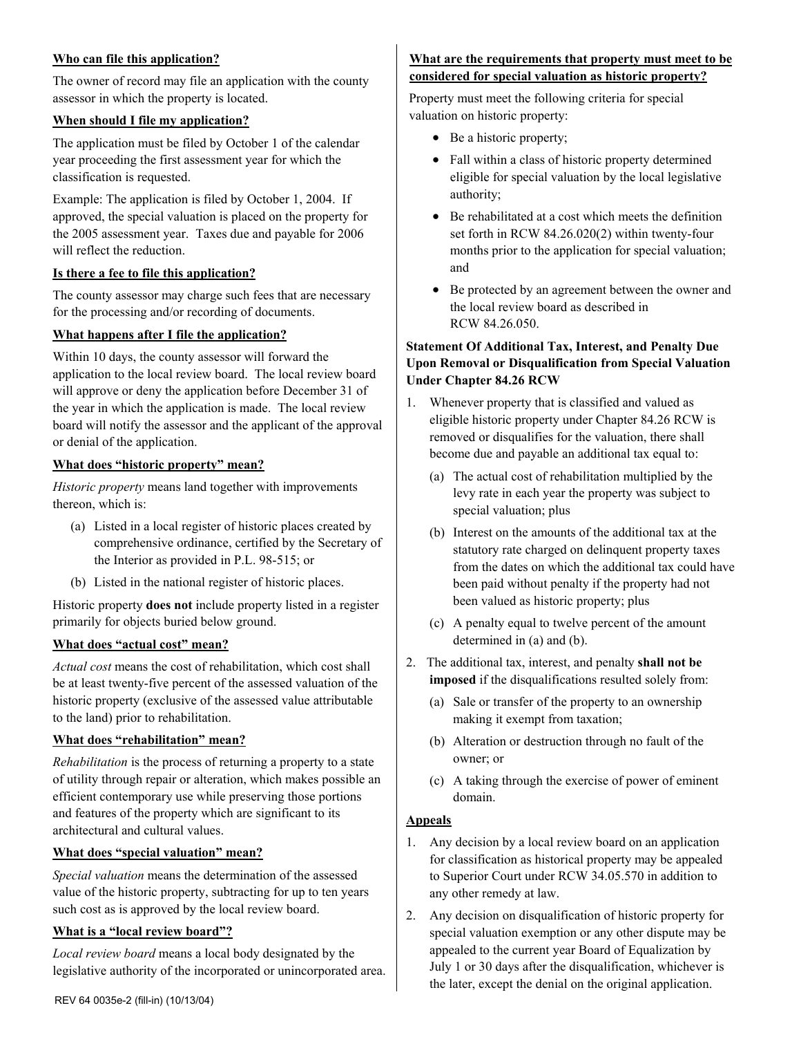**Who can file this application?**

The owner of record may file an application with the county assessor in which the property is located.

**When should I file my application?**

The application must be filed by October 1 of the calendar year proceeding the first assessment year for which the classification is requested.

Example: The application is filed by October 1, 2004. If approved, the special valuation is placed on the property for the 2005 assessment year. Taxes due and payable for 2006 will reflect the reduction.

**Is there a fee to file this application?**

The county assessor may charge such fees that are necessary for the processing and/or recording of documents.

**What happens after I file the application?**

Within 10 days, the county assessor will forward the application to the local review board. The local review board will approve or deny the application before December 31 of the year in which the application is made. The local review board will notify the assessor and the applicant of the approval or denial of the application.

**What does "historic property" mean?**

*Historic property* means land together with improvements thereon, which is:

(a) Listed in a local register of historic places created by comprehensive ordinance, certified by the Secretary of the Interior as provided in P.L. 98-515; or

(b) Listed in the national register of historic places.

Historic property **does not** include property listed in a register primarily for objects buried below ground.

**What does "actual cost" mean?**

*Actual cost* means the cost of rehabilitation, which cost shall be at least twenty-five percent of the assessed valuation of the historic property (exclusive of the assessed value attributable to the land) prior to rehabilitation.

**What does "rehabilitation" mean?**

*Rehabilitation* is the process of returning a property to a state of utility through repair or alteration, which makes possible an efficient contemporary use while preserving those portions and features of the property which are significant to its architectural and cultural values.

**What does "special valuation" mean?**

*Special valuation* means the determination of the assessed value of the historic property, subtracting for up to ten years such cost as is approved by the local review board.

**What is a "local review board"?**

*Local review board* means a local body designated by the legislative authority of the incorporated or unincorporated area.

**What are the requirements that property must meet to be considered for special valuation as historic property?**

Property must meet the following criteria for special valuation on historic property:

- Be a historic property;
- Fall within a class of historic property determined eligible for special valuation by the local legislative authority;
- Be rehabilitated at a cost which meets the definition set forth in RCW 84.26.020(2) within twenty-four months prior to the application for special valuation; and
- Be protected by an agreement between the owner and the local review board as described in RCW 84.26.050.

**Statement Of Additional Tax, Interest, and Penalty Due Upon Removal or Disqualification from Special Valuation Under Chapter 84.26 RCW**

1. Whenever property that is classified and valued as eligible historic property under Chapter 84.26 RCW is removed or disqualifies for the valuation, there shall become due and payable an additional tax equal to:

   (a) The actual cost of rehabilitation multiplied by the levy rate in each year the property was subject to special valuation; plus

   (b) Interest on the amounts of the additional tax at the statutory rate charged on delinquent property taxes from the dates on which the additional tax could have been paid without penalty if the property had not been valued as historic property; plus

   (c) A penalty equal to twelve percent of the amount determined in (a) and (b).

2. The additional tax, interest, and penalty **shall not be imposed** if the disqualifications resulted solely from:

   (a) Sale or transfer of the property to an ownership making it exempt from taxation;

   (b) Alteration or destruction through no fault of the owner; or

   (c) A taking through the exercise of power of eminent domain.

**Appeals**

1. Any decision by a local review board on an application for classification as historical property may be appealed to Superior Court under RCW 34.05.570 in addition to any other remedy at law.

2. Any decision on disqualification of historic property for special valuation exemption or any other dispute may be appealed to the current year Board of Equalization by July 1 or 30 days after the disqualification, whichever is the later, except the denial on the original application.

REV 64 0035e-2 (fill-in) (10/13/04)